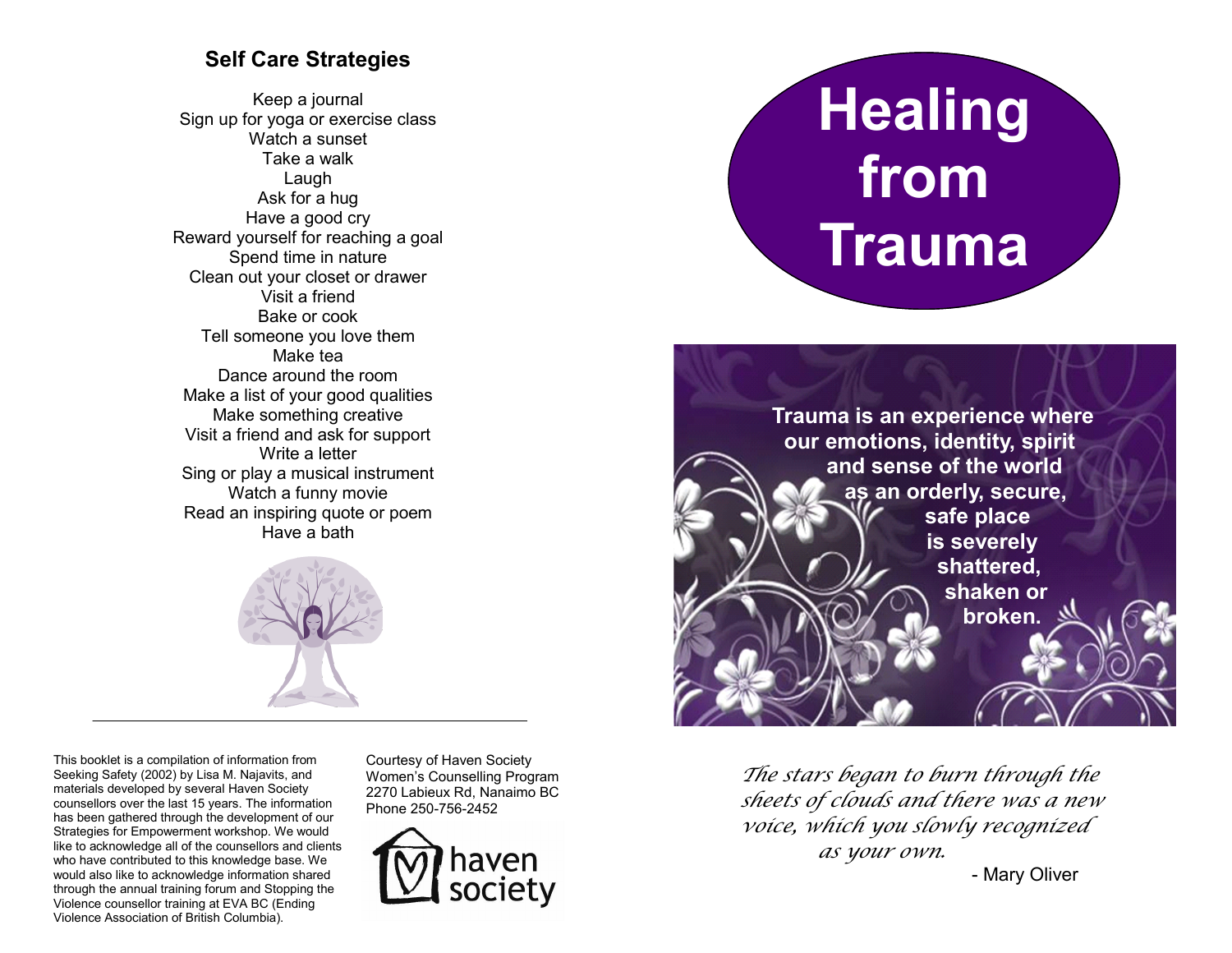## Self Care Strategies

Keep a journal
Sign up for yoga or exercise class
Watch a sunset
Take a walk
Laugh
Ask for a hug
Have a good cry
Reward yourself for reaching a goal
Spend time in nature
Clean out your closet or drawer
Visit a friend
Bake or cook
Tell someone you love them
Make tea
Dance around the room
Make a list of your good qualities
Make something creative
Visit a friend and ask for support
Write a letter
Sing or play a musical instrument
Watch a funny movie
Read an inspiring quote or poem
Have a bath

---

This booklet is a compilation of information from Seeking Safety (2002) by Lisa M. Najavits, and materials developed by several Haven Society counsellors over the last 15 years. The information has been gathered through the development of our Strategies for Empowerment workshop. We would like to acknowledge all of the counsellors and clients who have contributed to this knowledge base. We would also like to acknowledge information shared through the annual training forum and Stopping the Violence counsellor training at EVA BC (Ending Violence Association of British Columbia).

Courtesy of Haven Society
Women's Counselling Program
2270 Labieux Rd, Nanaimo BC
Phone 250-756-2452

haven society

# Healing from Trauma

**Trauma is an experience where our emotions, identity, spirit and sense of the world as an orderly, secure, safe place is severely shattered, shaken or broken.**

*The stars began to burn through the sheets of clouds and there was a new voice, which you slowly recognized as your own.*

- Mary Oliver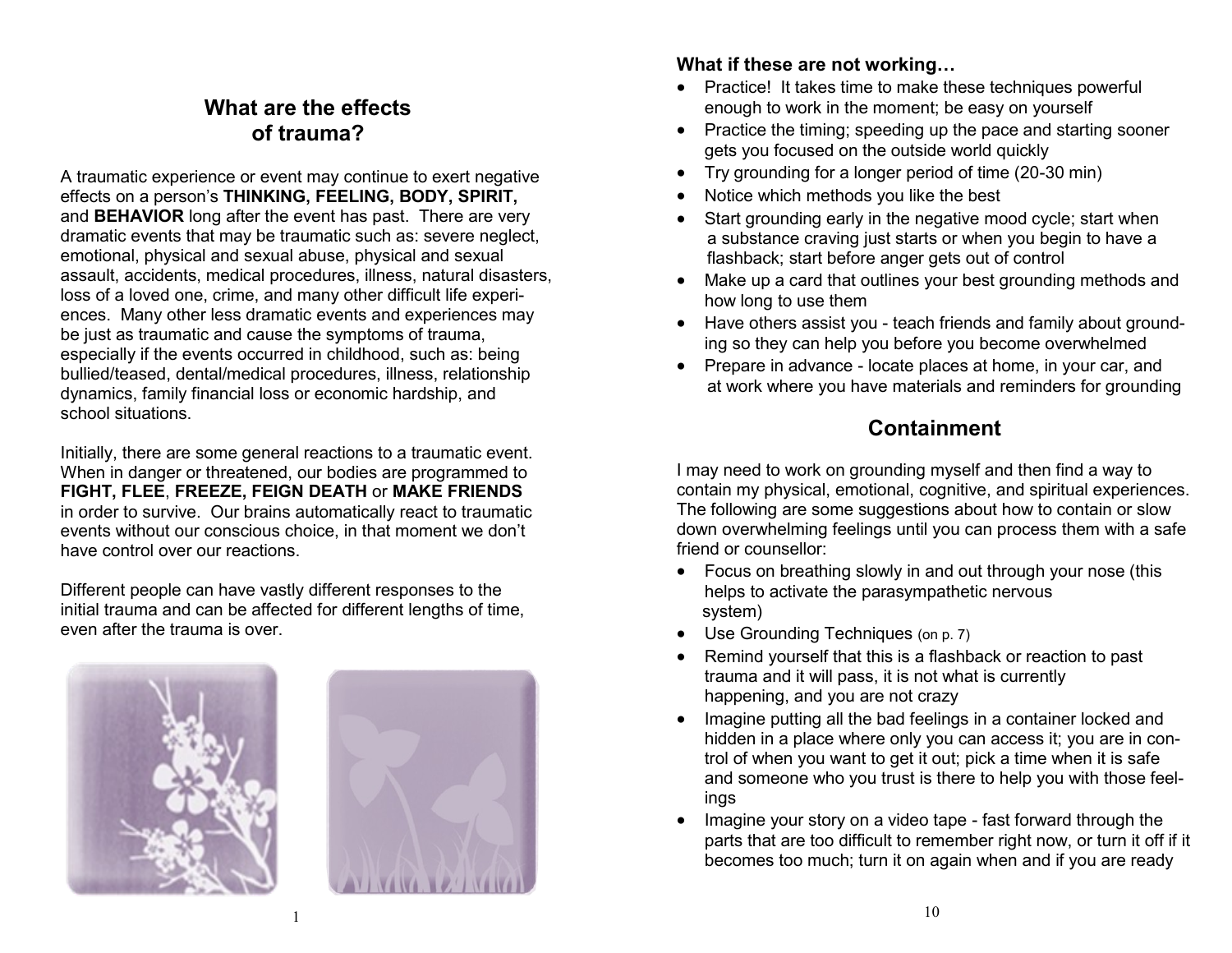## What are the effects of trauma?

A traumatic experience or event may continue to exert negative effects on a person's **THINKING, FEELING, BODY, SPIRIT,** and **BEHAVIOR** long after the event has past. There are very dramatic events that may be traumatic such as: severe neglect, emotional, physical and sexual abuse, physical and sexual assault, accidents, medical procedures, illness, natural disasters, loss of a loved one, crime, and many other difficult life experiences. Many other less dramatic events and experiences may be just as traumatic and cause the symptoms of trauma, especially if the events occurred in childhood, such as: being bullied/teased, dental/medical procedures, illness, relationship dynamics, family financial loss or economic hardship, and school situations.

Initially, there are some general reactions to a traumatic event. When in danger or threatened, our bodies are programmed to **FIGHT, FLEE**, **FREEZE, FEIGN DEATH** or **MAKE FRIENDS** in order to survive. Our brains automatically react to traumatic events without our conscious choice, in that moment we don't have control over our reactions.

Different people can have vastly different responses to the initial trauma and can be affected for different lengths of time, even after the trauma is over.

**What if these are not working…**

- Practice! It takes time to make these techniques powerful enough to work in the moment; be easy on yourself
- Practice the timing; speeding up the pace and starting sooner gets you focused on the outside world quickly
- Try grounding for a longer period of time (20-30 min)
- Notice which methods you like the best
- Start grounding early in the negative mood cycle; start when a substance craving just starts or when you begin to have a flashback; start before anger gets out of control
- Make up a card that outlines your best grounding methods and how long to use them
- Have others assist you - teach friends and family about grounding so they can help you before you become overwhelmed
- Prepare in advance - locate places at home, in your car, and at work where you have materials and reminders for grounding

## Containment

I may need to work on grounding myself and then find a way to contain my physical, emotional, cognitive, and spiritual experiences. The following are some suggestions about how to contain or slow down overwhelming feelings until you can process them with a safe friend or counsellor:

- Focus on breathing slowly in and out through your nose (this helps to activate the parasympathetic nervous system)
- Use Grounding Techniques (on p. 7)
- Remind yourself that this is a flashback or reaction to past trauma and it will pass, it is not what is currently happening, and you are not crazy
- Imagine putting all the bad feelings in a container locked and hidden in a place where only you can access it; you are in control of when you want to get it out; pick a time when it is safe and someone who you trust is there to help you with those feelings
- Imagine your story on a video tape - fast forward through the parts that are too difficult to remember right now, or turn it off if it becomes too much; turn it on again when and if you are ready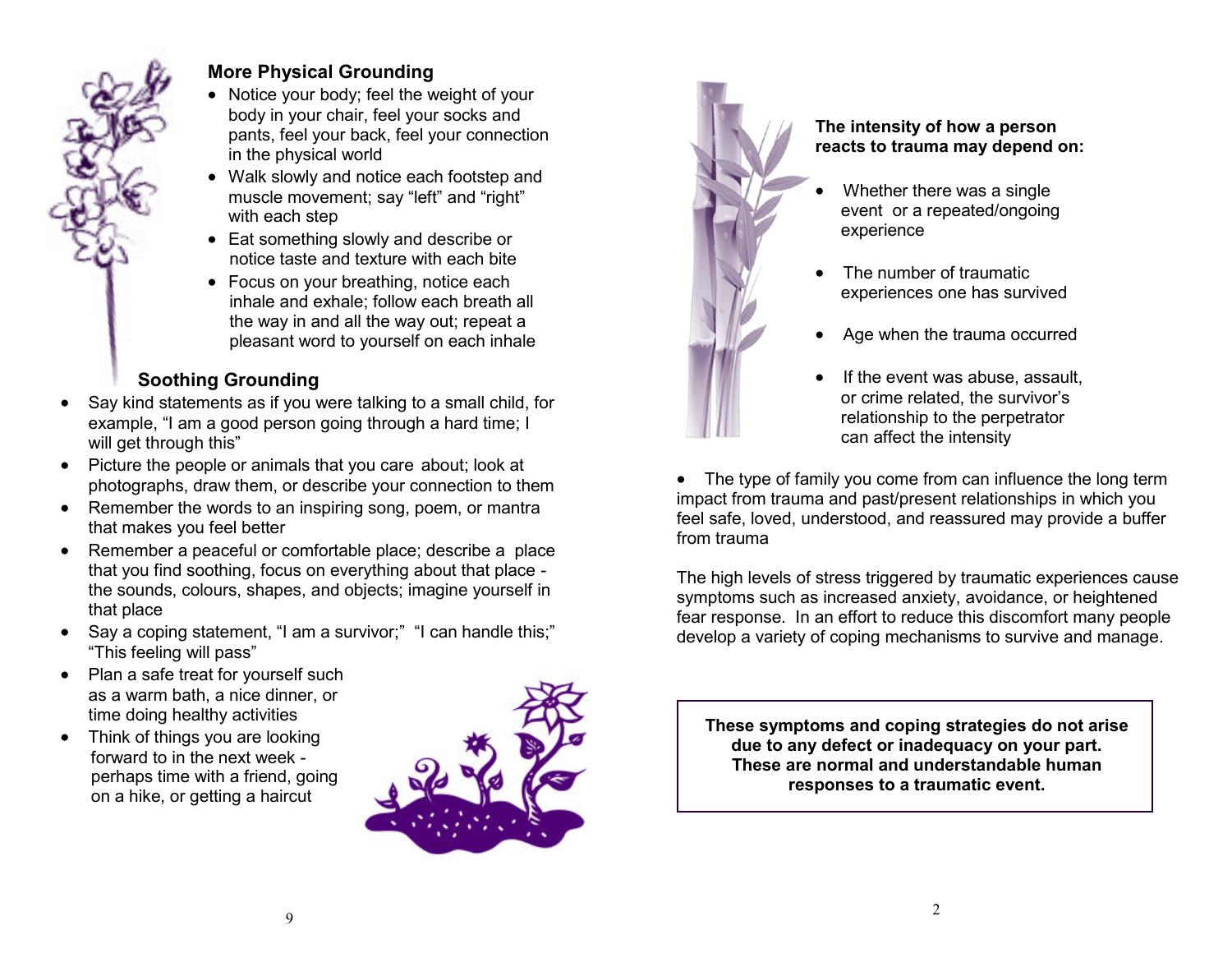## More Physical Grounding

- Notice your body; feel the weight of your body in your chair, feel your socks and pants, feel your back, feel your connection in the physical world
- Walk slowly and notice each footstep and muscle movement; say “left” and “right” with each step
- Eat something slowly and describe or notice taste and texture with each bite
- Focus on your breathing, notice each inhale and exhale; follow each breath all the way in and all the way out; repeat a pleasant word to yourself on each inhale

## Soothing Grounding

- Say kind statements as if you were talking to a small child, for example, “I am a good person going through a hard time; I will get through this”
- Picture the people or animals that you care about; look at photographs, draw them, or describe your connection to them
- Remember the words to an inspiring song, poem, or mantra that makes you feel better
- Remember a peaceful or comfortable place; describe a place that you find soothing, focus on everything about that place - the sounds, colours, shapes, and objects; imagine yourself in that place
- Say a coping statement, “I am a survivor;” “I can handle this;” “This feeling will pass”
- Plan a safe treat for yourself such as a warm bath, a nice dinner, or time doing healthy activities
- Think of things you are looking forward to in the next week - perhaps time with a friend, going on a hike, or getting a haircut

**The intensity of how a person reacts to trauma may depend on:**

- Whether there was a single event or a repeated/ongoing experience
- The number of traumatic experiences one has survived
- Age when the trauma occurred
- If the event was abuse, assault, or crime related, the survivor’s relationship to the perpetrator can affect the intensity
- The type of family you come from can influence the long term impact from trauma and past/present relationships in which you feel safe, loved, understood, and reassured may provide a buffer from trauma

The high levels of stress triggered by traumatic experiences cause symptoms such as increased anxiety, avoidance, or heightened fear response. In an effort to reduce this discomfort many people develop a variety of coping mechanisms to survive and manage.

**These symptoms and coping strategies do not arise due to any defect or inadequacy on your part. These are normal and understandable human responses to a traumatic event.**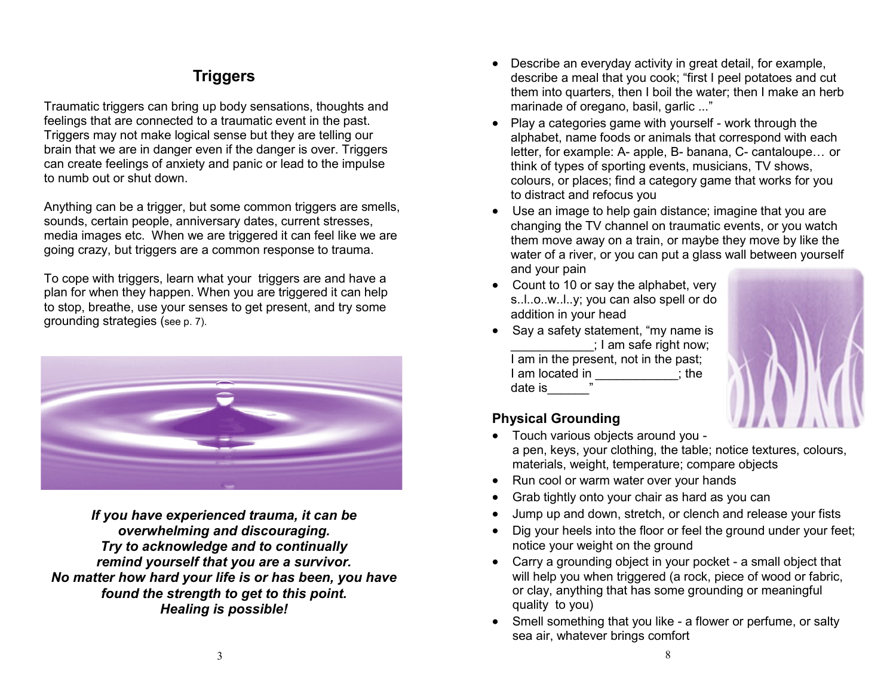## Triggers

Traumatic triggers can bring up body sensations, thoughts and feelings that are connected to a traumatic event in the past. Triggers may not make logical sense but they are telling our brain that we are in danger even if the danger is over. Triggers can create feelings of anxiety and panic or lead to the impulse to numb out or shut down.

Anything can be a trigger, but some common triggers are smells, sounds, certain people, anniversary dates, current stresses, media images etc. When we are triggered it can feel like we are going crazy, but triggers are a common response to trauma.

To cope with triggers, learn what your triggers are and have a plan for when they happen. When you are triggered it can help to stop, breathe, use your senses to get present, and try some grounding strategies (see p. 7).

***If you have experienced trauma, it can be overwhelming and discouraging. Try to acknowledge and to continually remind yourself that you are a survivor. No matter how hard your life is or has been, you have found the strength to get to this point. Healing is possible!***

- Describe an everyday activity in great detail, for example, describe a meal that you cook; "first I peel potatoes and cut them into quarters, then I boil the water; then I make an herb marinade of oregano, basil, garlic ..."
- Play a categories game with yourself - work through the alphabet, name foods or animals that correspond with each letter, for example: A- apple, B- banana, C- cantaloupe… or think of types of sporting events, musicians, TV shows, colours, or places; find a category game that works for you to distract and refocus you
- Use an image to help gain distance; imagine that you are changing the TV channel on traumatic events, or you watch them move away on a train, or maybe they move by like the water of a river, or you can put a glass wall between yourself and your pain
- Count to 10 or say the alphabet, very s..l..o..w..l..y; you can also spell or do addition in your head
- Say a safety statement, "my name is ____________; I am safe right now; I am in the present, not in the past; I am located in ____________; the date is______"

### Physical Grounding

- Touch various objects around you - a pen, keys, your clothing, the table; notice textures, colours, materials, weight, temperature; compare objects
- Run cool or warm water over your hands
- Grab tightly onto your chair as hard as you can
- Jump up and down, stretch, or clench and release your fists
- Dig your heels into the floor or feel the ground under your feet; notice your weight on the ground
- Carry a grounding object in your pocket - a small object that will help you when triggered (a rock, piece of wood or fabric, or clay, anything that has some grounding or meaningful quality to you)
- Smell something that you like - a flower or perfume, or salty sea air, whatever brings comfort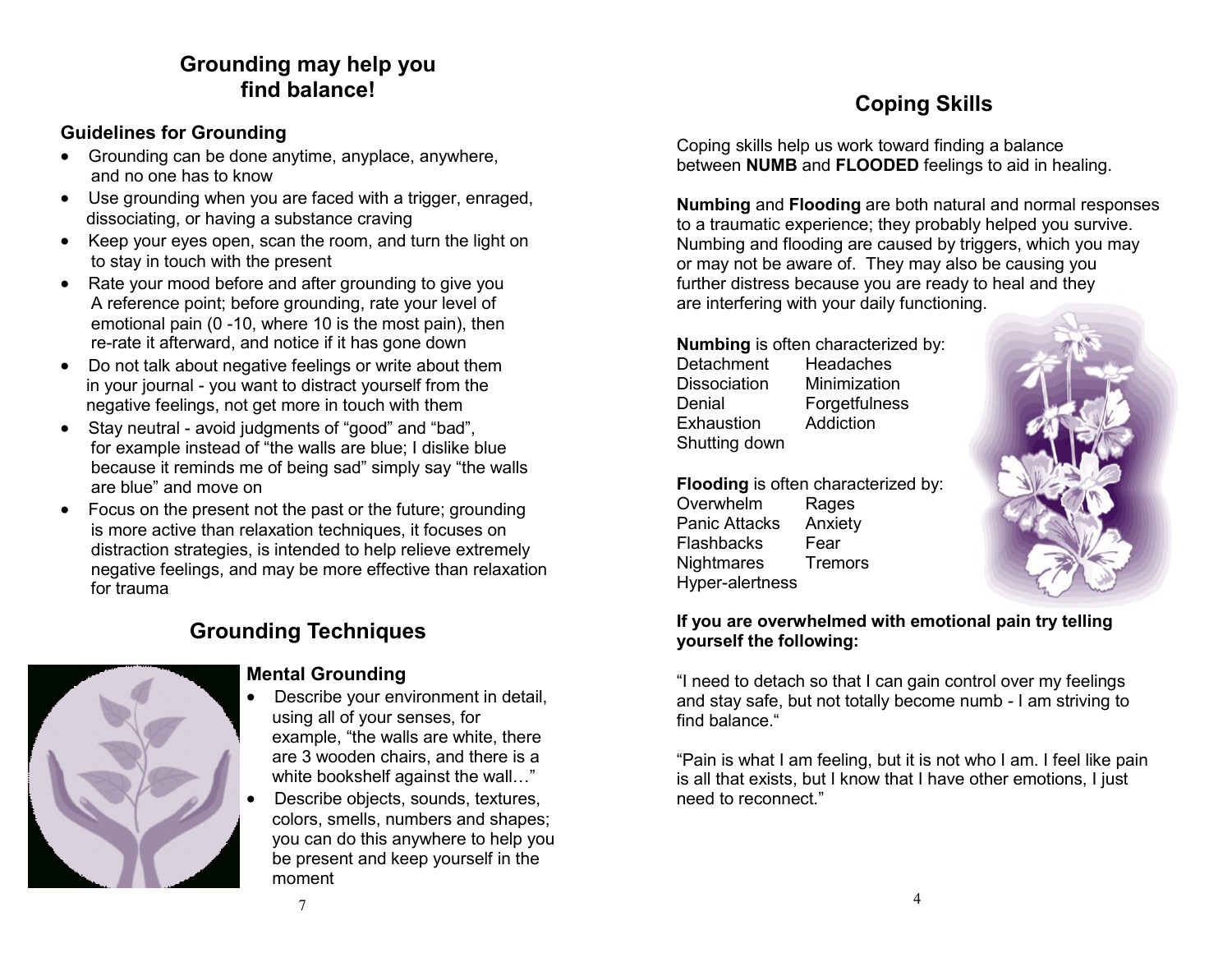## Grounding may help you find balance!

### Guidelines for Grounding

- Grounding can be done anytime, anyplace, anywhere, and no one has to know
- Use grounding when you are faced with a trigger, enraged, dissociating, or having a substance craving
- Keep your eyes open, scan the room, and turn the light on to stay in touch with the present
- Rate your mood before and after grounding to give you A reference point; before grounding, rate your level of emotional pain (0 -10, where 10 is the most pain), then re-rate it afterward, and notice if it has gone down
- Do not talk about negative feelings or write about them in your journal - you want to distract yourself from the negative feelings, not get more in touch with them
- Stay neutral - avoid judgments of "good" and "bad", for example instead of "the walls are blue; I dislike blue because it reminds me of being sad" simply say "the walls are blue" and move on
- Focus on the present not the past or the future; grounding is more active than relaxation techniques, it focuses on distraction strategies, is intended to help relieve extremely negative feelings, and may be more effective than relaxation for trauma

## Grounding Techniques

### Mental Grounding

- Describe your environment in detail, using all of your senses, for example, "the walls are white, there are 3 wooden chairs, and there is a white bookshelf against the wall…"
- Describe objects, sounds, textures, colors, smells, numbers and shapes; you can do this anywhere to help you be present and keep yourself in the moment

## Coping Skills

Coping skills help us work toward finding a balance between **NUMB** and **FLOODED** feelings to aid in healing.

**Numbing** and **Flooding** are both natural and normal responses to a traumatic experience; they probably helped you survive. Numbing and flooding are caused by triggers, which you may or may not be aware of. They may also be causing you further distress because you are ready to heal and they are interfering with your daily functioning.

**Numbing** is often characterized by:

| | |
|---|---|
| Detachment | Headaches |
| Dissociation | Minimization |
| Denial | Forgetfulness |
| Exhaustion | Addiction |
| Shutting down | |

**Flooding** is often characterized by:

| | |
|---|---|
| Overwhelm | Rages |
| Panic Attacks | Anxiety |
| Flashbacks | Fear |
| Nightmares | Tremors |
| Hyper-alertness | |

**If you are overwhelmed with emotional pain try telling yourself the following:**

"I need to detach so that I can gain control over my feelings and stay safe, but not totally become numb - I am striving to find balance."

"Pain is what I am feeling, but it is not who I am. I feel like pain is all that exists, but I know that I have other emotions, I just need to reconnect."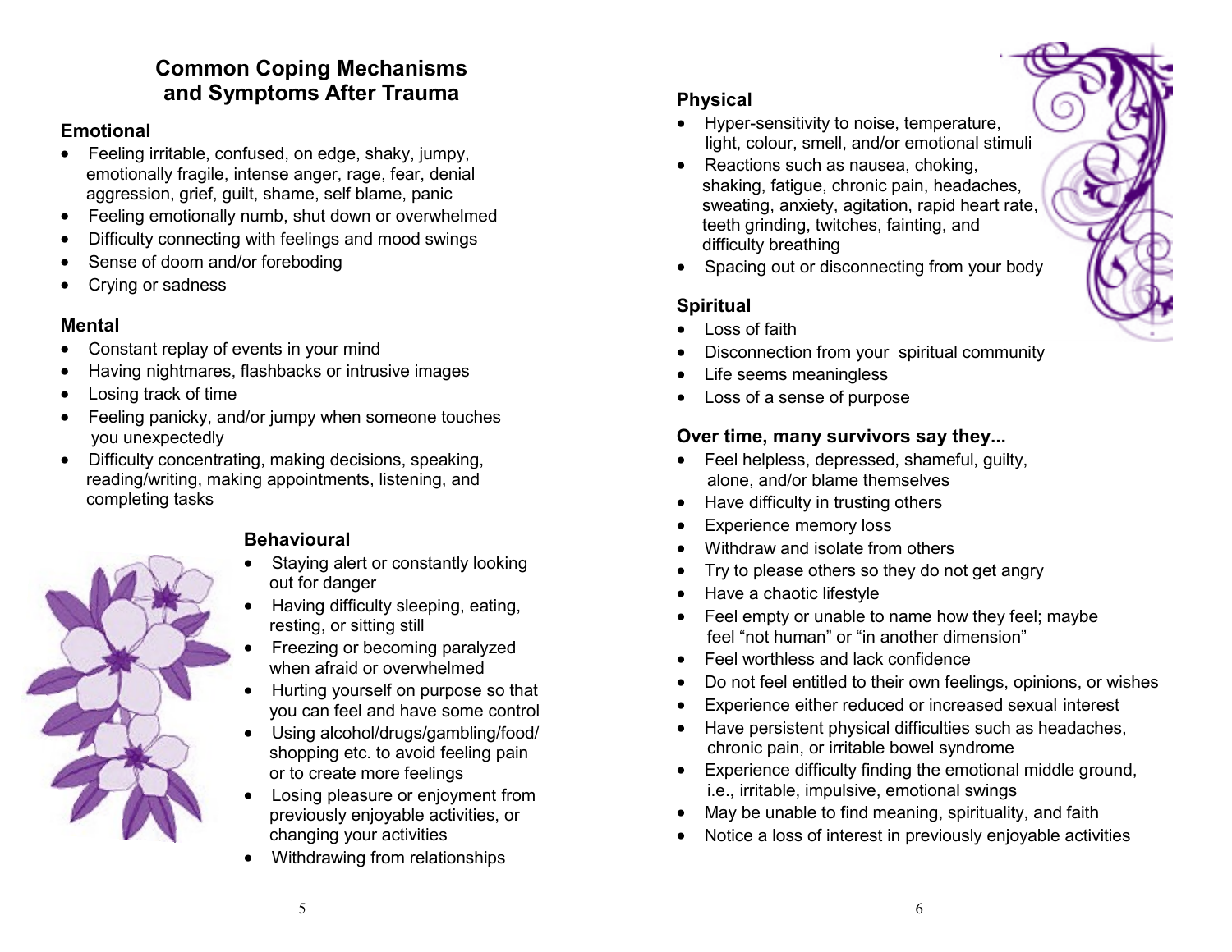# Common Coping Mechanisms and Symptoms After Trauma

## Emotional

- Feeling irritable, confused, on edge, shaky, jumpy, emotionally fragile, intense anger, rage, fear, denial aggression, grief, guilt, shame, self blame, panic
- Feeling emotionally numb, shut down or overwhelmed
- Difficulty connecting with feelings and mood swings
- Sense of doom and/or foreboding
- Crying or sadness

## Mental

- Constant replay of events in your mind
- Having nightmares, flashbacks or intrusive images
- Losing track of time
- Feeling panicky, and/or jumpy when someone touches you unexpectedly
- Difficulty concentrating, making decisions, speaking, reading/writing, making appointments, listening, and completing tasks

## Behavioural

- Staying alert or constantly looking out for danger
- Having difficulty sleeping, eating, resting, or sitting still
- Freezing or becoming paralyzed when afraid or overwhelmed
- Hurting yourself on purpose so that you can feel and have some control
- Using alcohol/drugs/gambling/food/shopping etc. to avoid feeling pain or to create more feelings
- Losing pleasure or enjoyment from previously enjoyable activities, or changing your activities
- Withdrawing from relationships

## Physical

- Hyper-sensitivity to noise, temperature, light, colour, smell, and/or emotional stimuli
- Reactions such as nausea, choking, shaking, fatigue, chronic pain, headaches, sweating, anxiety, agitation, rapid heart rate, teeth grinding, twitches, fainting, and difficulty breathing
- Spacing out or disconnecting from your body

## Spiritual

- Loss of faith
- Disconnection from your spiritual community
- Life seems meaningless
- Loss of a sense of purpose

## Over time, many survivors say they...

- Feel helpless, depressed, shameful, guilty, alone, and/or blame themselves
- Have difficulty in trusting others
- Experience memory loss
- Withdraw and isolate from others
- Try to please others so they do not get angry
- Have a chaotic lifestyle
- Feel empty or unable to name how they feel; maybe feel “not human” or “in another dimension”
- Feel worthless and lack confidence
- Do not feel entitled to their own feelings, opinions, or wishes
- Experience either reduced or increased sexual interest
- Have persistent physical difficulties such as headaches, chronic pain, or irritable bowel syndrome
- Experience difficulty finding the emotional middle ground, i.e., irritable, impulsive, emotional swings
- May be unable to find meaning, spirituality, and faith
- Notice a loss of interest in previously enjoyable activities